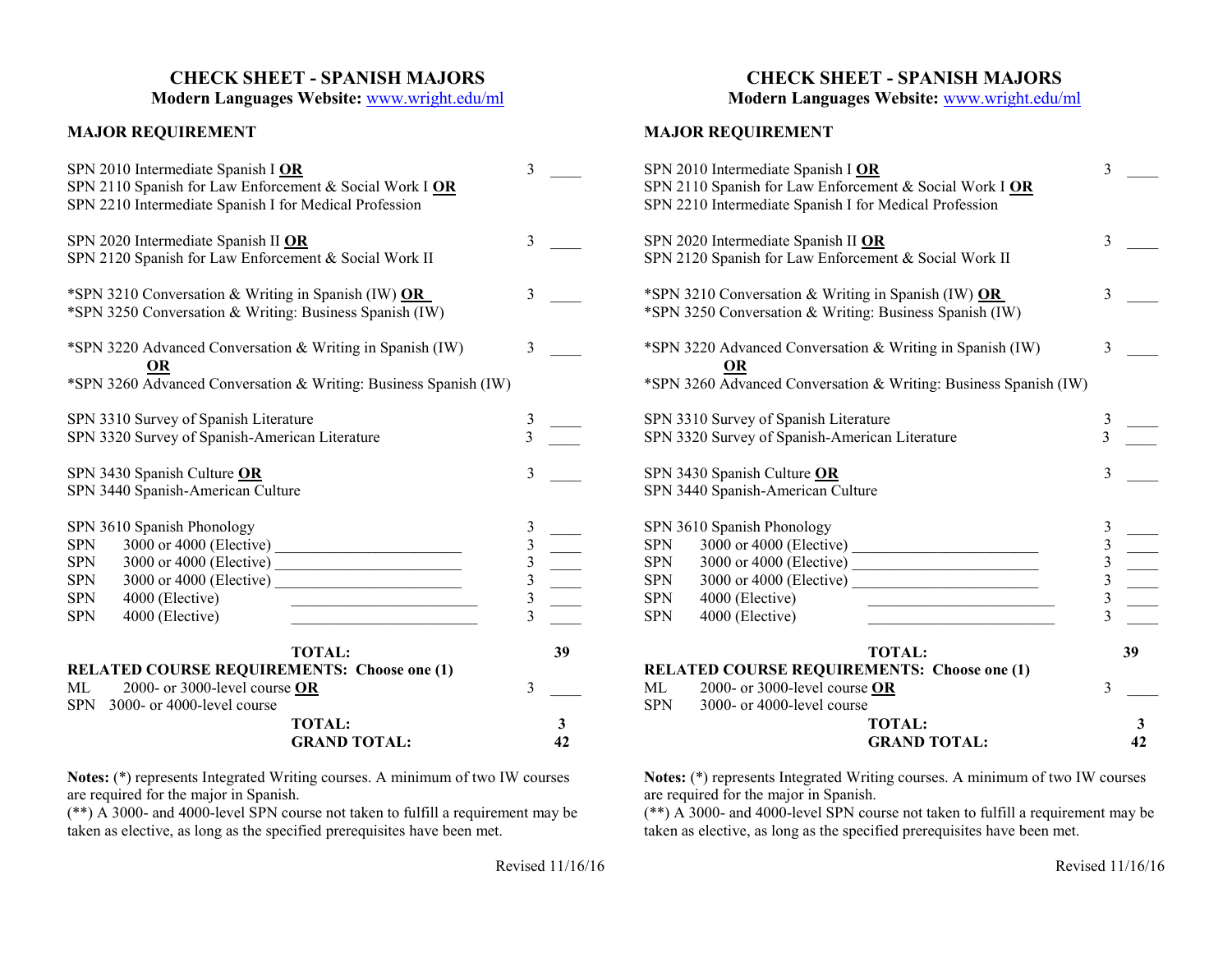## CHECK SHEET - SPANISH MAJORS

**Modern Languages Website:** www.wright.edu/ml

### MAJOR REQUIREMENT

| | | |
|---|---|---|
| SPN 2010 Intermediate Spanish I **OR**<br>SPN 2110 Spanish for Law Enforcement & Social Work I **OR**<br>SPN 2210 Intermediate Spanish I for Medical Profession | 3 | ____ |
| SPN 2020 Intermediate Spanish II **OR**<br>SPN 2120 Spanish for Law Enforcement & Social Work II | 3 | ____ |
| *SPN 3210 Conversation & Writing in Spanish (IW) **OR**<br>*SPN 3250 Conversation & Writing: Business Spanish (IW) | 3 | ____ |
| *SPN 3220 Advanced Conversation & Writing in Spanish (IW)<br>**OR**<br>*SPN 3260 Advanced Conversation & Writing: Business Spanish (IW) | 3 | ____ |
| SPN 3310 Survey of Spanish Literature | 3 | ____ |
| SPN 3320 Survey of Spanish-American Literature | 3 | ____ |
| SPN 3430 Spanish Culture **OR**<br>SPN 3440 Spanish-American Culture | 3 | ____ |
| SPN 3610 Spanish Phonology | 3 | ____ |
| SPN 3000 or 4000 (Elective) ________________________ | 3 | ____ |
| SPN 3000 or 4000 (Elective) ________________________ | 3 | ____ |
| SPN 3000 or 4000 (Elective) ________________________ | 3 | ____ |
| SPN 4000 (Elective) ________________________ | 3 | ____ |
| SPN 4000 (Elective) ________________________ | 3 | ____ |
| **TOTAL:** | **39** | |
| **RELATED COURSE REQUIREMENTS: Choose one (1)** | | |
| ML 2000- or 3000-level course **OR**<br>SPN 3000- or 4000-level course | 3 | ____ |
| **TOTAL:** | **3** | |
| **GRAND TOTAL:** | **42** | |

**Notes:** (*) represents Integrated Writing courses. A minimum of two IW courses are required for the major in Spanish.

(**) A 3000- and 4000-level SPN course not taken to fulfill a requirement may be taken as elective, as long as the specified prerequisites have been met.

Revised 11/16/16

## CHECK SHEET - SPANISH MAJORS

**Modern Languages Website:** www.wright.edu/ml

### MAJOR REQUIREMENT

| | | |
|---|---|---|
| SPN 2010 Intermediate Spanish I **OR**<br>SPN 2110 Spanish for Law Enforcement & Social Work I **OR**<br>SPN 2210 Intermediate Spanish I for Medical Profession | 3 | ____ |
| SPN 2020 Intermediate Spanish II **OR**<br>SPN 2120 Spanish for Law Enforcement & Social Work II | 3 | ____ |
| *SPN 3210 Conversation & Writing in Spanish (IW) **OR**<br>*SPN 3250 Conversation & Writing: Business Spanish (IW) | 3 | ____ |
| *SPN 3220 Advanced Conversation & Writing in Spanish (IW)<br>**OR**<br>*SPN 3260 Advanced Conversation & Writing: Business Spanish (IW) | 3 | ____ |
| SPN 3310 Survey of Spanish Literature | 3 | ____ |
| SPN 3320 Survey of Spanish-American Literature | 3 | ____ |
| SPN 3430 Spanish Culture **OR**<br>SPN 3440 Spanish-American Culture | 3 | ____ |
| SPN 3610 Spanish Phonology | 3 | ____ |
| SPN 3000 or 4000 (Elective) ________________________ | 3 | ____ |
| SPN 3000 or 4000 (Elective) ________________________ | 3 | ____ |
| SPN 3000 or 4000 (Elective) ________________________ | 3 | ____ |
| SPN 4000 (Elective) ________________________ | 3 | ____ |
| SPN 4000 (Elective) ________________________ | 3 | ____ |
| **TOTAL:** | **39** | |
| **RELATED COURSE REQUIREMENTS: Choose one (1)** | | |
| ML 2000- or 3000-level course **OR**<br>SPN 3000- or 4000-level course | 3 | ____ |
| **TOTAL:** | **3** | |
| **GRAND TOTAL:** | **42** | |

**Notes:** (*) represents Integrated Writing courses. A minimum of two IW courses are required for the major in Spanish.

(**) A 3000- and 4000-level SPN course not taken to fulfill a requirement may be taken as elective, as long as the specified prerequisites have been met.

Revised 11/16/16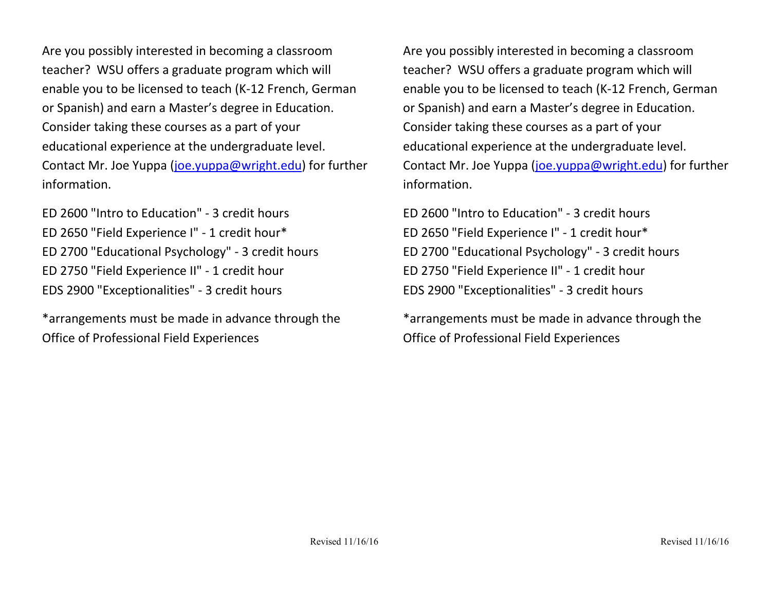Are you possibly interested in becoming a classroom teacher? WSU offers a graduate program which will enable you to be licensed to teach (K-12 French, German or Spanish) and earn a Master's degree in Education. Consider taking these courses as a part of your educational experience at the undergraduate level. Contact Mr. Joe Yuppa (joe.yuppa@wright.edu) for further information.

ED 2600 "Intro to Education" - 3 credit hours
ED 2650 "Field Experience I" - 1 credit hour*
ED 2700 "Educational Psychology" - 3 credit hours
ED 2750 "Field Experience II" - 1 credit hour
EDS 2900 "Exceptionalities" - 3 credit hours

*arrangements must be made in advance through the Office of Professional Field Experiences

Revised 11/16/16

Are you possibly interested in becoming a classroom teacher? WSU offers a graduate program which will enable you to be licensed to teach (K-12 French, German or Spanish) and earn a Master's degree in Education. Consider taking these courses as a part of your educational experience at the undergraduate level. Contact Mr. Joe Yuppa (joe.yuppa@wright.edu) for further information.

ED 2600 "Intro to Education" - 3 credit hours
ED 2650 "Field Experience I" - 1 credit hour*
ED 2700 "Educational Psychology" - 3 credit hours
ED 2750 "Field Experience II" - 1 credit hour
EDS 2900 "Exceptionalities" - 3 credit hours

*arrangements must be made in advance through the Office of Professional Field Experiences

Revised 11/16/16